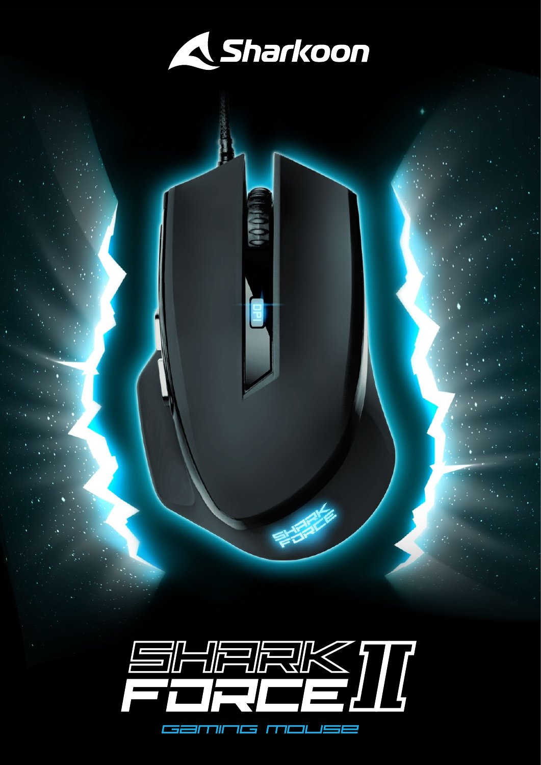Sharkoon

# SHARK FORCE II

GAMING MOUSE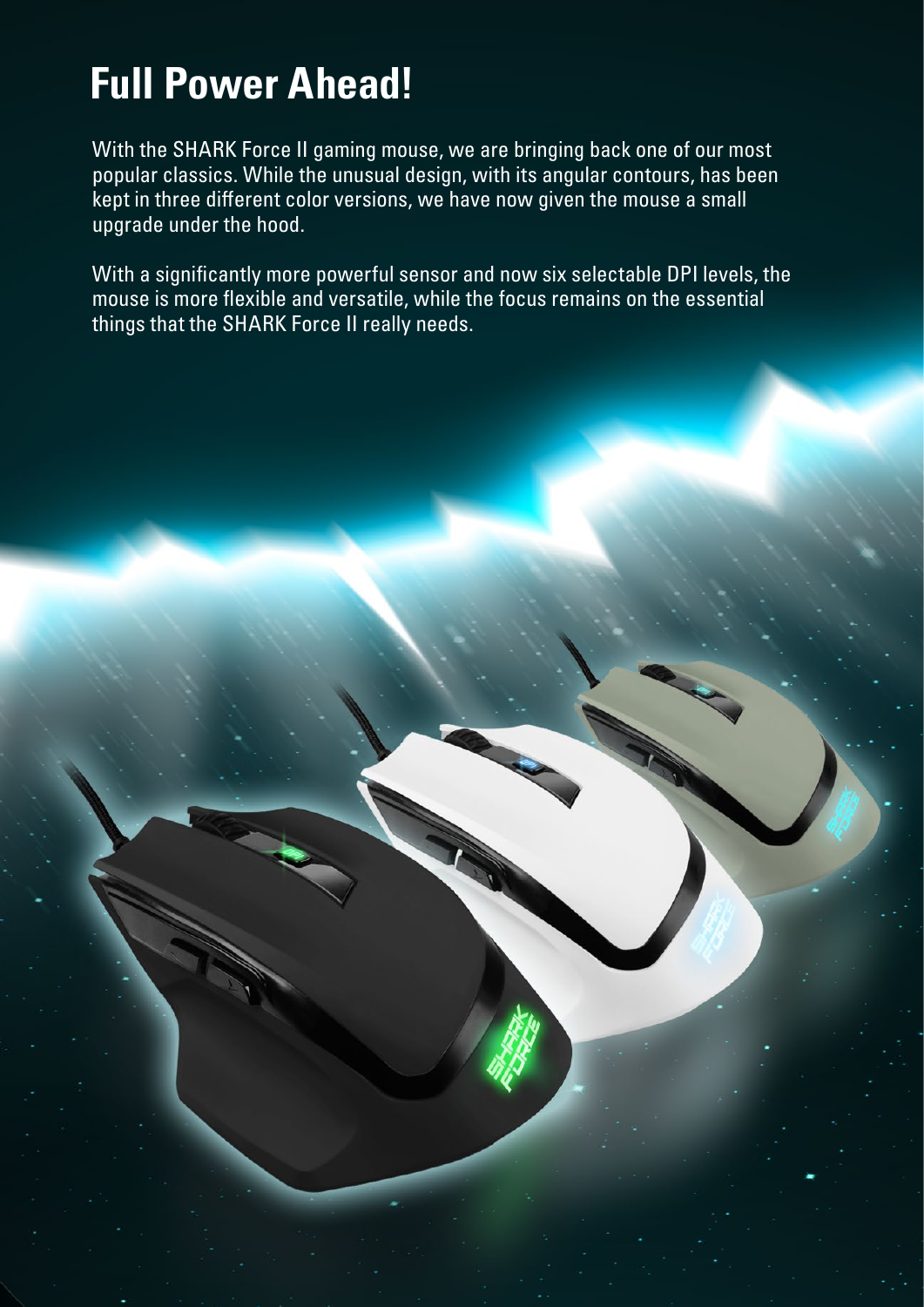# Full Power Ahead!

With the SHARK Force II gaming mouse, we are bringing back one of our most popular classics. While the unusual design, with its angular contours, has been kept in three different color versions, we have now given the mouse a small upgrade under the hood.

With a significantly more powerful sensor and now six selectable DPI levels, the mouse is more flexible and versatile, while the focus remains on the essential things that the SHARK Force II really needs.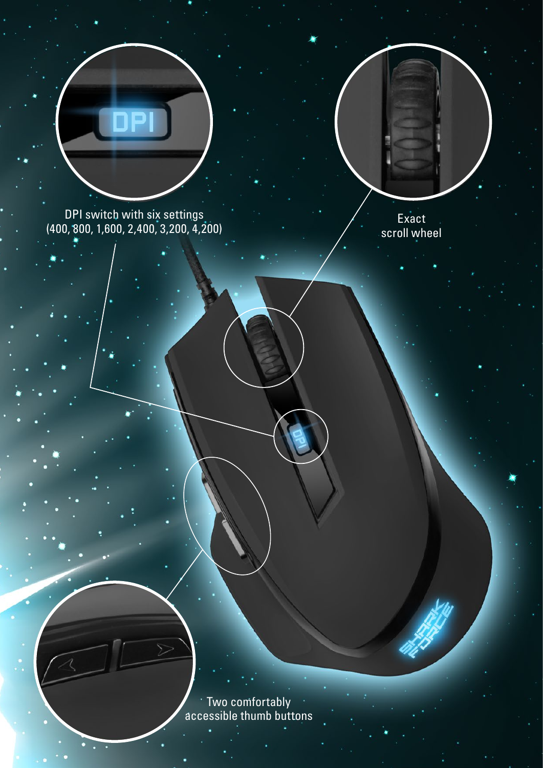DPI switch with six settings (400, 800, 1,600, 2,400, 3,200, 4,200)

Exact scroll wheel

Two comfortably accessible thumb buttons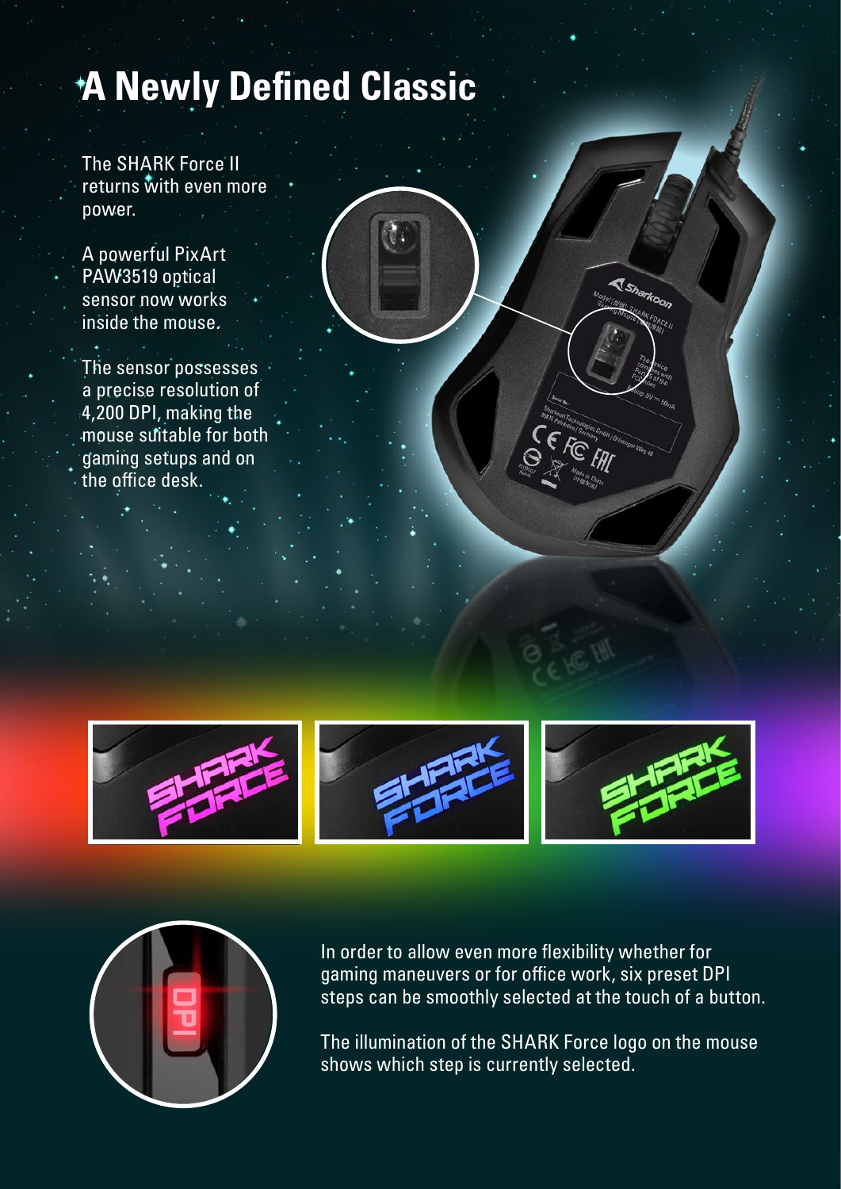# A Newly Defined Classic

The SHARK Force II returns with even more power.

A powerful PixArt PAW3519 optical sensor now works inside the mouse.

The sensor possesses a precise resolution of 4,200 DPI, making the mouse suitable for both gaming setups and on the office desk.

In order to allow even more flexibility whether for gaming maneuvers or for office work, six preset DPI steps can be smoothly selected at the touch of a button.

The illumination of the SHARK Force logo on the mouse shows which step is currently selected.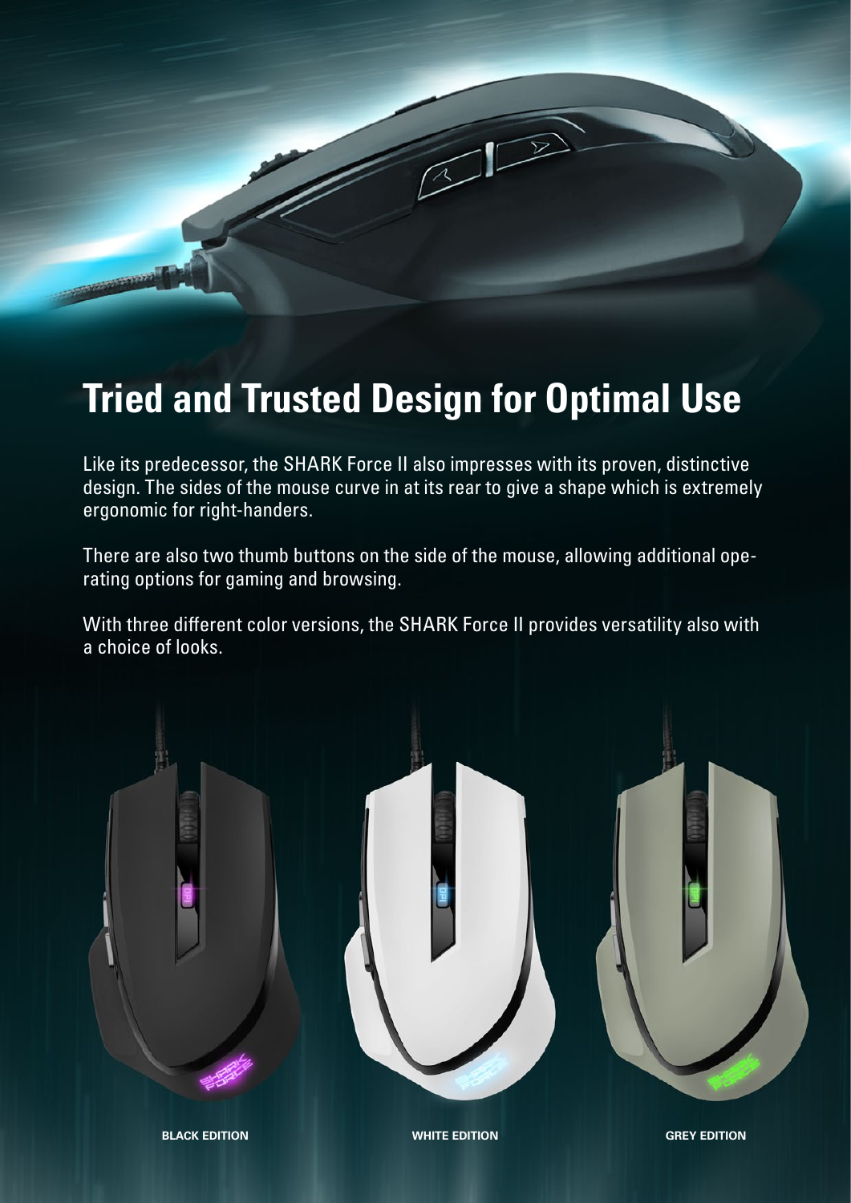# Tried and Trusted Design for Optimal Use

Like its predecessor, the SHARK Force II also impresses with its proven, distinctive design. The sides of the mouse curve in at its rear to give a shape which is extremely ergonomic for right-handers.

There are also two thumb buttons on the side of the mouse, allowing additional operating options for gaming and browsing.

With three different color versions, the SHARK Force II provides versatility also with a choice of looks.

**BLACK EDITION** **WHITE EDITION** **GREY EDITION**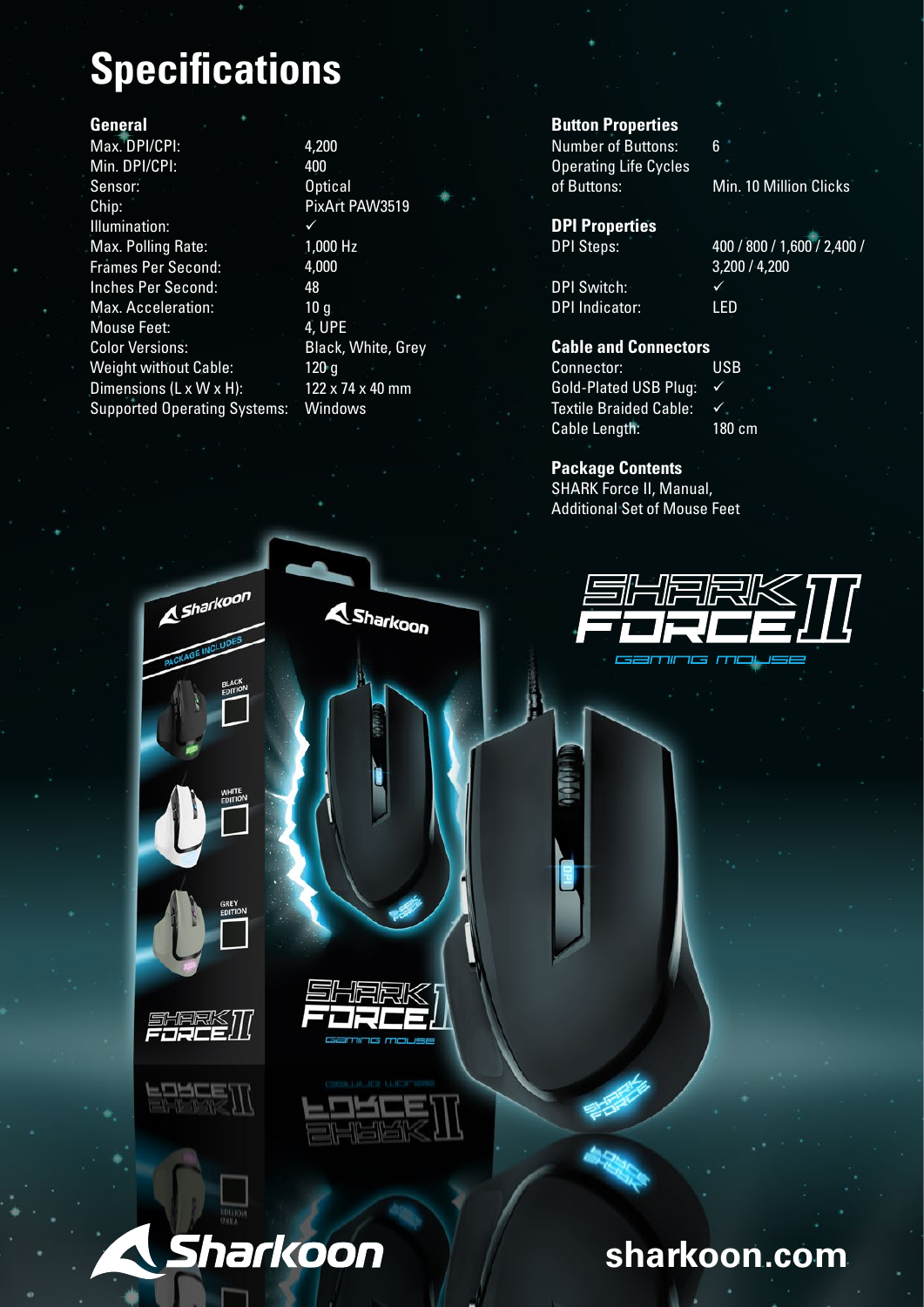# Specifications

### General

| | |
|---|---|
| Max. DPI/CPI: | 4,200 |
| Min. DPI/CPI: | 400 |
| Sensor: | Optical |
| Chip: | PixArt PAW3519 |
| Illumination: | ✓ |
| Max. Polling Rate: | 1,000 Hz |
| Frames Per Second: | 4,000 |
| Inches Per Second: | 48 |
| Max. Acceleration: | 10 g |
| Mouse Feet: | 4, UPE |
| Color Versions: | Black, White, Grey |
| Weight without Cable: | 120 g |
| Dimensions (L x W x H): | 122 x 74 x 40 mm |
| Supported Operating Systems: | Windows |

### Button Properties

| | |
|---|---|
| Number of Buttons: | 6 |
| Operating Life Cycles of Buttons: | Min. 10 Million Clicks |

### DPI Properties

| | |
|---|---|
| DPI Steps: | 400 / 800 / 1,600 / 2,400 / 3,200 / 4,200 |
| DPI Switch: | ✓ |
| DPI Indicator: | LED |

### Cable and Connectors

| | |
|---|---|
| Connector: | USB |
| Gold-Plated USB Plug: | ✓ |
| Textile Braided Cable: | ✓ |
| Cable Length: | 180 cm |

### Package Contents

SHARK Force II, Manual,
Additional Set of Mouse Feet

SHARK FORCE II
GAMING MOUSE

Sharkoon

sharkoon.com